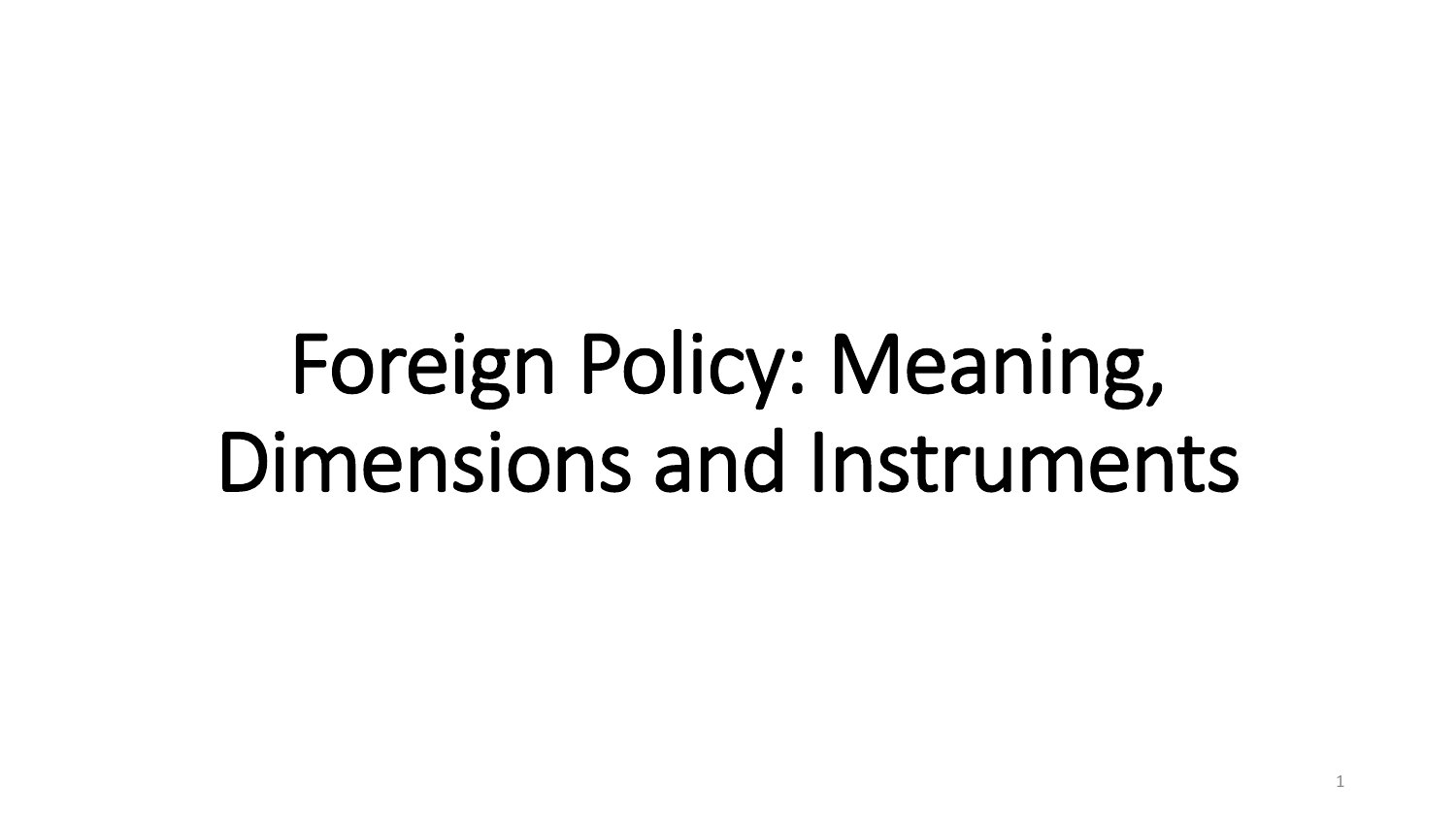# Foreign Policy: Meaning, Dimensions and Instruments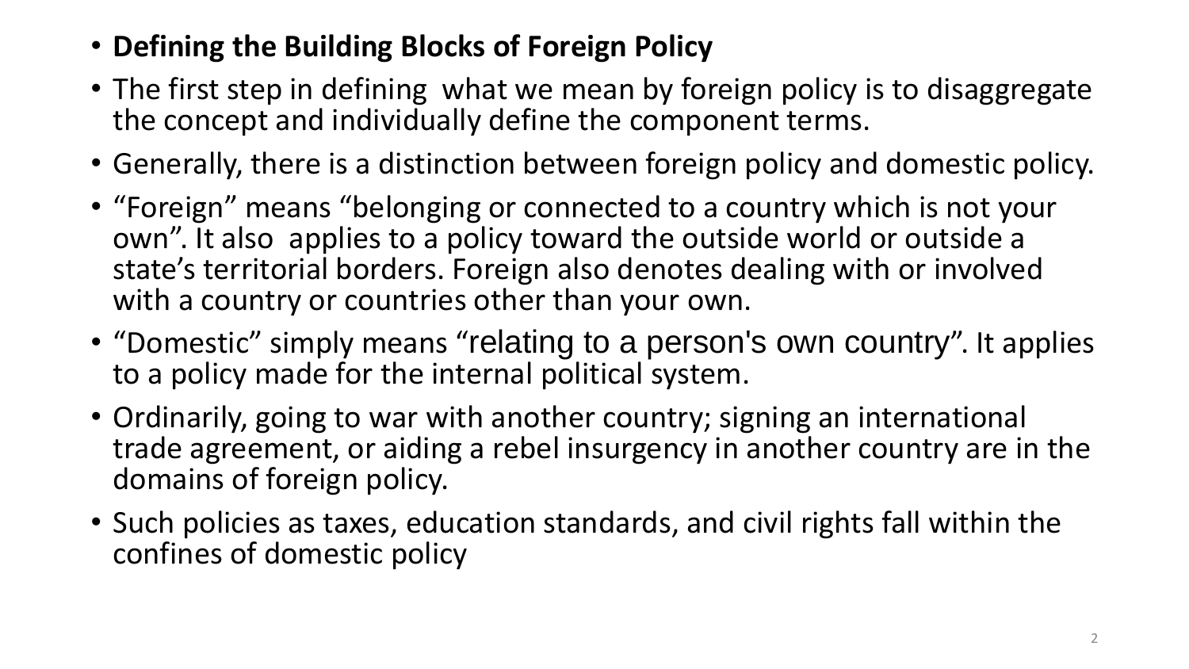- **Defining the Building Blocks of Foreign Policy**
- The first step in defining what we mean by foreign policy is to disaggregate the concept and individually define the component terms.
- Generally, there is a distinction between foreign policy and domestic policy.
- "Foreign" means "belonging or connected to a country which is not your own". It also applies to a policy toward the outside world or outside a state's territorial borders. Foreign also denotes dealing with or involved with a country or countries other than your own.
- "Domestic" simply means "relating to a person's own country". It applies to a policy made for the internal political system.
- Ordinarily, going to war with another country; signing an international trade agreement, or aiding a rebel insurgency in another country are in the domains of foreign policy.
- Such policies as taxes, education standards, and civil rights fall within the confines of domestic policy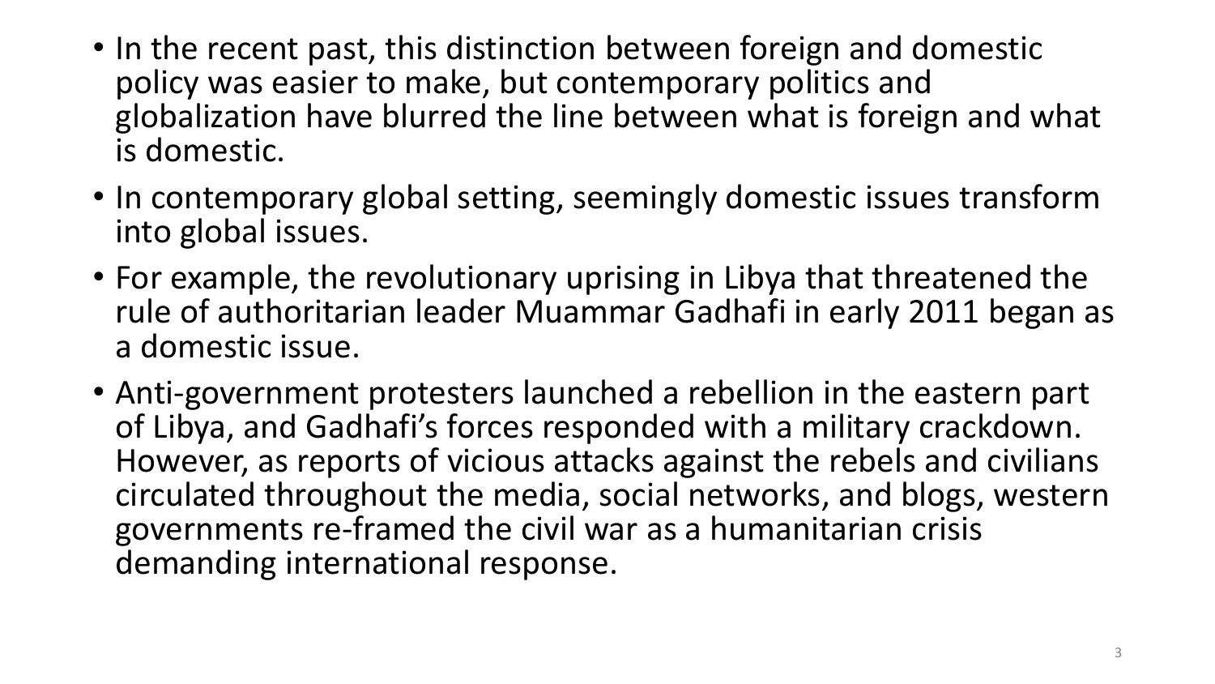- In the recent past, this distinction between foreign and domestic policy was easier to make, but contemporary politics and globalization have blurred the line between what is foreign and what is domestic.
- In contemporary global setting, seemingly domestic issues transform into global issues.
- For example, the revolutionary uprising in Libya that threatened the rule of authoritarian leader Muammar Gadhafi in early 2011 began as a domestic issue.
- Anti-government protesters launched a rebellion in the eastern part of Libya, and Gadhafi's forces responded with a military crackdown. However, as reports of vicious attacks against the rebels and civilians circulated throughout the media, social networks, and blogs, western governments re-framed the civil war as a humanitarian crisis demanding international response.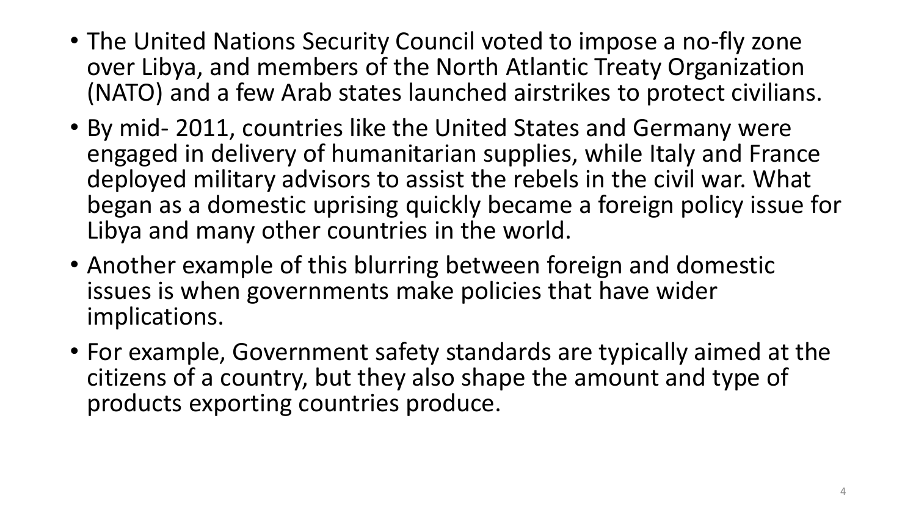- The United Nations Security Council voted to impose a no-fly zone over Libya, and members of the North Atlantic Treaty Organization (NATO) and a few Arab states launched airstrikes to protect civilians.
- By mid- 2011, countries like the United States and Germany were engaged in delivery of humanitarian supplies, while Italy and France deployed military advisors to assist the rebels in the civil war. What began as a domestic uprising quickly became a foreign policy issue for Libya and many other countries in the world.
- Another example of this blurring between foreign and domestic issues is when governments make policies that have wider implications.
- For example, Government safety standards are typically aimed at the citizens of a country, but they also shape the amount and type of products exporting countries produce.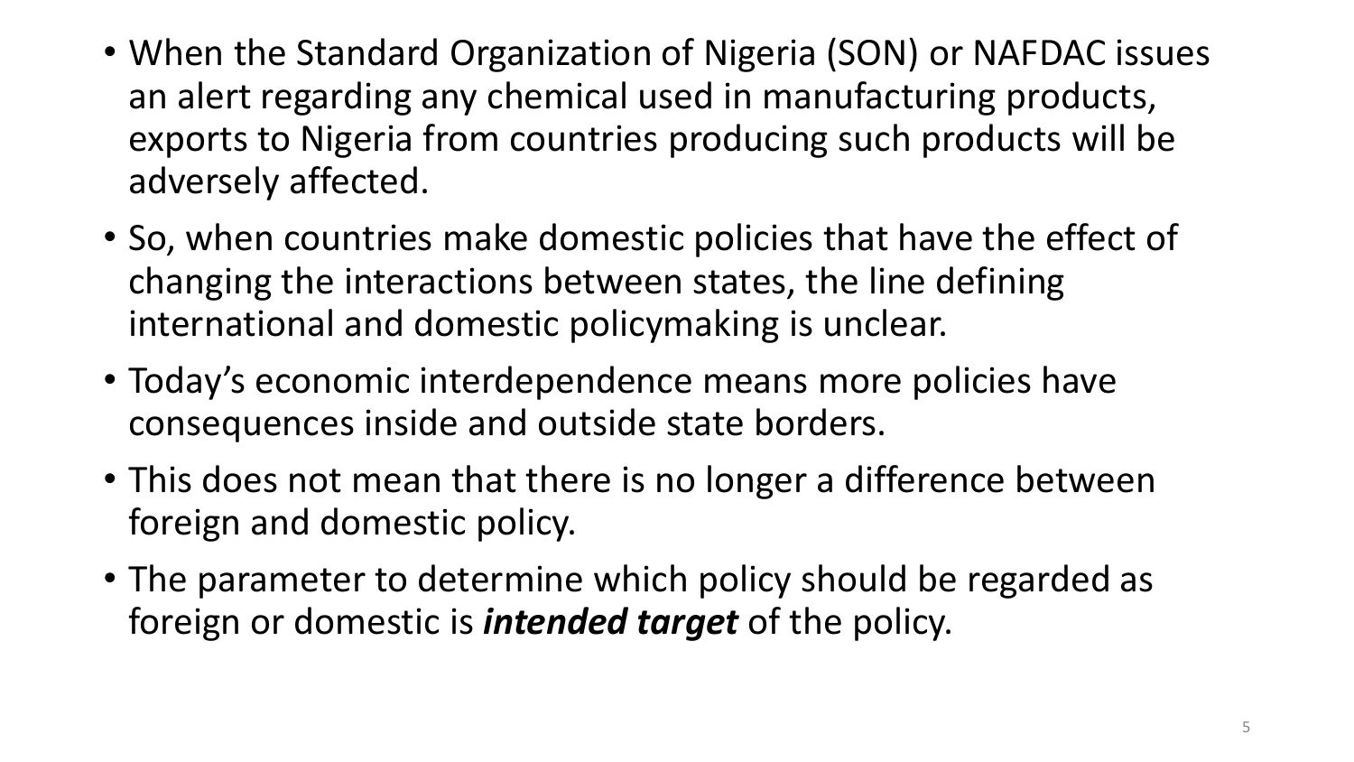- When the Standard Organization of Nigeria (SON) or NAFDAC issues an alert regarding any chemical used in manufacturing products, exports to Nigeria from countries producing such products will be adversely affected.
- So, when countries make domestic policies that have the effect of changing the interactions between states, the line defining international and domestic policymaking is unclear.
- Today's economic interdependence means more policies have consequences inside and outside state borders.
- This does not mean that there is no longer a difference between foreign and domestic policy.
- The parameter to determine which policy should be regarded as foreign or domestic is ***intended target*** of the policy.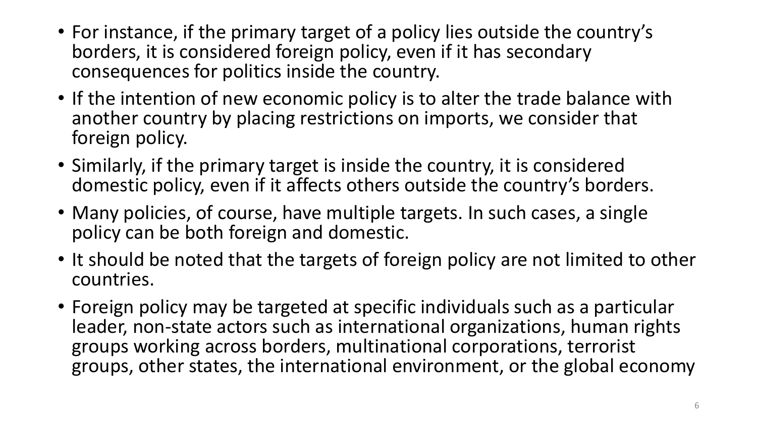- For instance, if the primary target of a policy lies outside the country's borders, it is considered foreign policy, even if it has secondary consequences for politics inside the country.
- If the intention of new economic policy is to alter the trade balance with another country by placing restrictions on imports, we consider that foreign policy.
- Similarly, if the primary target is inside the country, it is considered domestic policy, even if it affects others outside the country's borders.
- Many policies, of course, have multiple targets. In such cases, a single policy can be both foreign and domestic.
- It should be noted that the targets of foreign policy are not limited to other countries.
- Foreign policy may be targeted at specific individuals such as a particular leader, non-state actors such as international organizations, human rights groups working across borders, multinational corporations, terrorist groups, other states, the international environment, or the global economy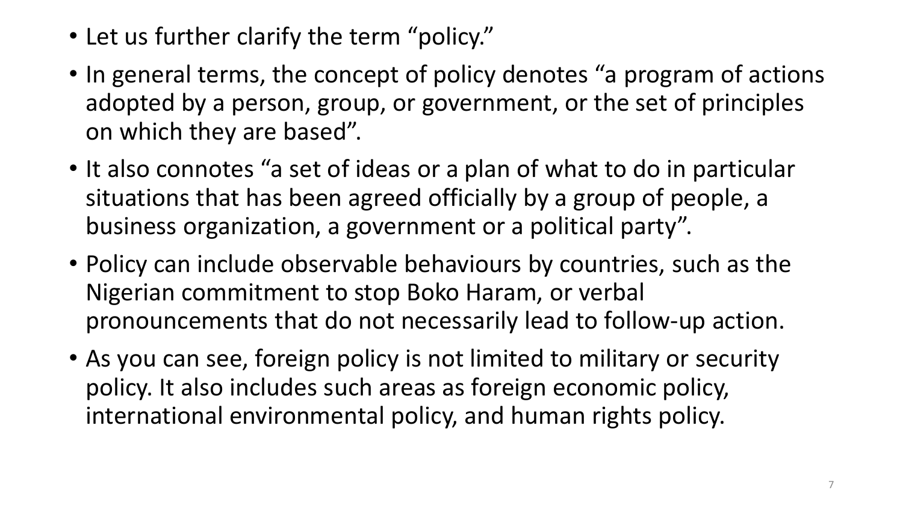- Let us further clarify the term "policy."
- In general terms, the concept of policy denotes "a program of actions adopted by a person, group, or government, or the set of principles on which they are based".
- It also connotes "a set of ideas or a plan of what to do in particular situations that has been agreed officially by a group of people, a business organization, a government or a political party".
- Policy can include observable behaviours by countries, such as the Nigerian commitment to stop Boko Haram, or verbal pronouncements that do not necessarily lead to follow-up action.
- As you can see, foreign policy is not limited to military or security policy. It also includes such areas as foreign economic policy, international environmental policy, and human rights policy.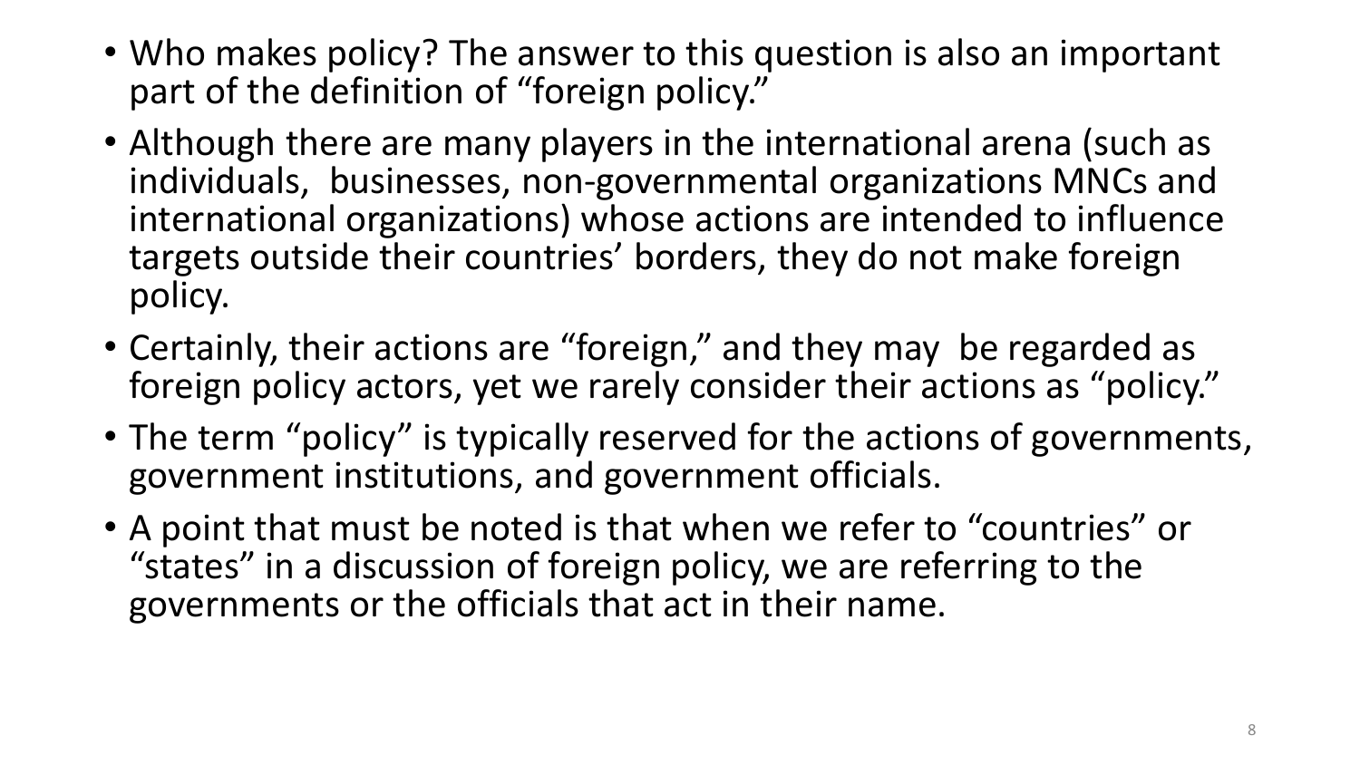- Who makes policy? The answer to this question is also an important part of the definition of "foreign policy."
- Although there are many players in the international arena (such as individuals, businesses, non-governmental organizations MNCs and international organizations) whose actions are intended to influence targets outside their countries' borders, they do not make foreign policy.
- Certainly, their actions are "foreign," and they may be regarded as foreign policy actors, yet we rarely consider their actions as "policy."
- The term "policy" is typically reserved for the actions of governments, government institutions, and government officials.
- A point that must be noted is that when we refer to "countries" or "states" in a discussion of foreign policy, we are referring to the governments or the officials that act in their name.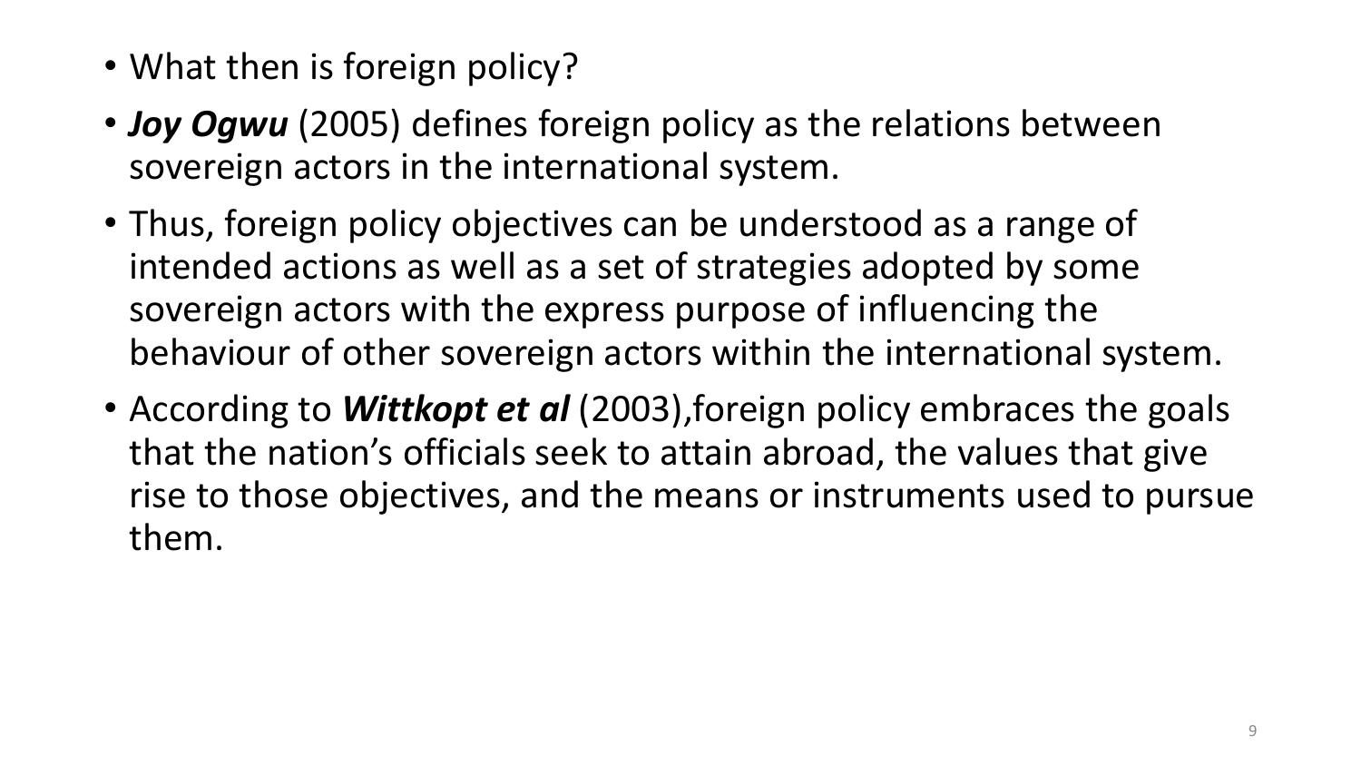- What then is foreign policy?
- ***Joy Ogwu*** (2005) defines foreign policy as the relations between sovereign actors in the international system.
- Thus, foreign policy objectives can be understood as a range of intended actions as well as a set of strategies adopted by some sovereign actors with the express purpose of influencing the behaviour of other sovereign actors within the international system.
- According to ***Wittkopt et al*** (2003),foreign policy embraces the goals that the nation's officials seek to attain abroad, the values that give rise to those objectives, and the means or instruments used to pursue them.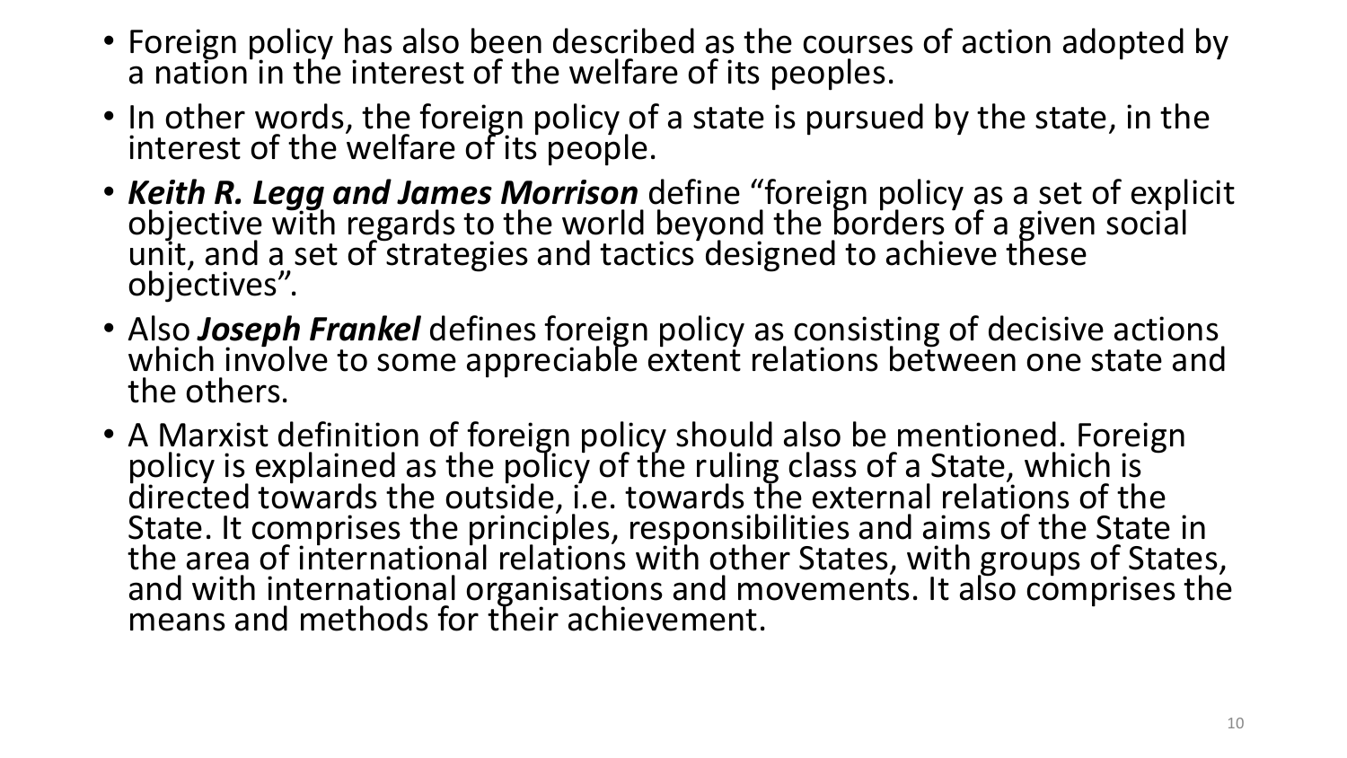- Foreign policy has also been described as the courses of action adopted by a nation in the interest of the welfare of its peoples.
- In other words, the foreign policy of a state is pursued by the state, in the interest of the welfare of its people.
- ***Keith R. Legg and James Morrison*** define "foreign policy as a set of explicit objective with regards to the world beyond the borders of a given social unit, and a set of strategies and tactics designed to achieve these objectives".
- Also ***Joseph Frankel*** defines foreign policy as consisting of decisive actions which involve to some appreciable extent relations between one state and the others.
- A Marxist definition of foreign policy should also be mentioned. Foreign policy is explained as the policy of the ruling class of a State, which is directed towards the outside, i.e. towards the external relations of the State. It comprises the principles, responsibilities and aims of the State in the area of international relations with other States, with groups of States, and with international organisations and movements. It also comprises the means and methods for their achievement.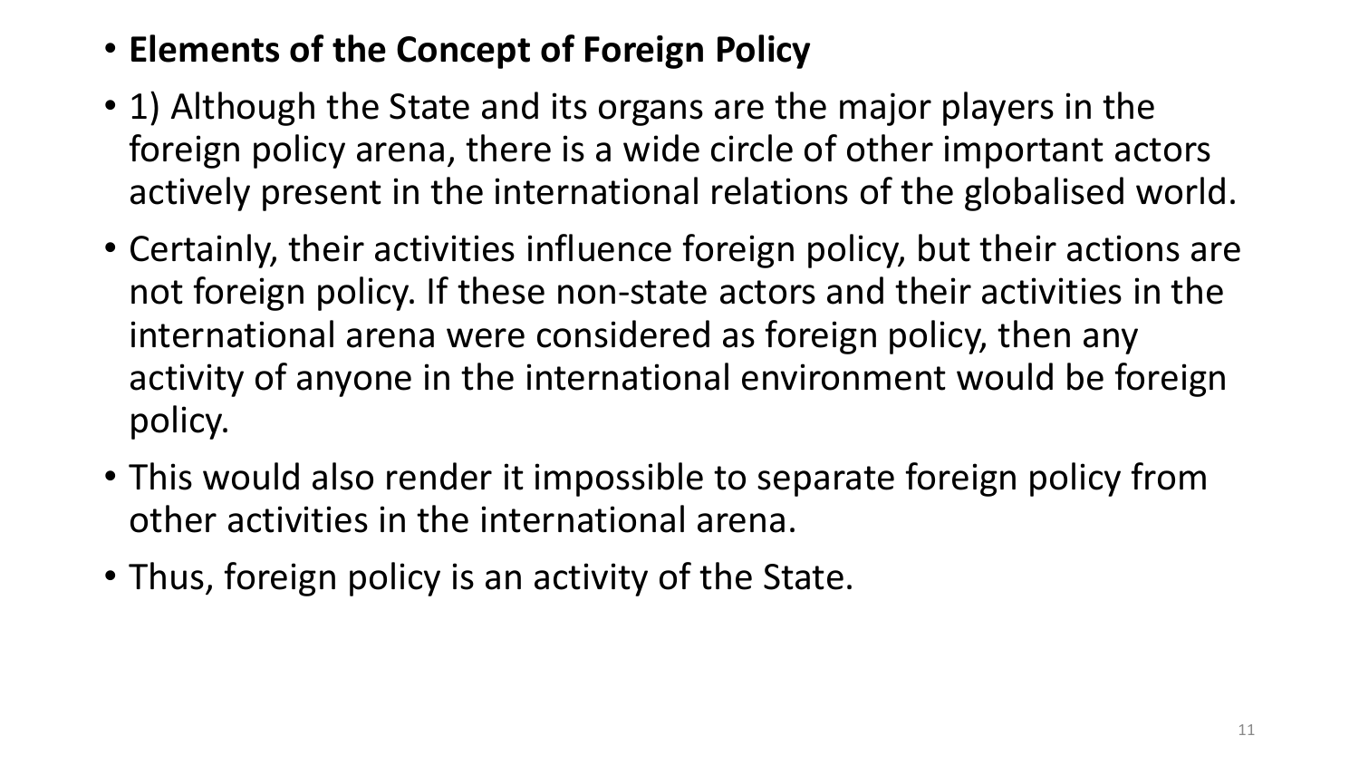- **Elements of the Concept of Foreign Policy**
- 1) Although the State and its organs are the major players in the foreign policy arena, there is a wide circle of other important actors actively present in the international relations of the globalised world.
- Certainly, their activities influence foreign policy, but their actions are not foreign policy. If these non-state actors and their activities in the international arena were considered as foreign policy, then any activity of anyone in the international environment would be foreign policy.
- This would also render it impossible to separate foreign policy from other activities in the international arena.
- Thus, foreign policy is an activity of the State.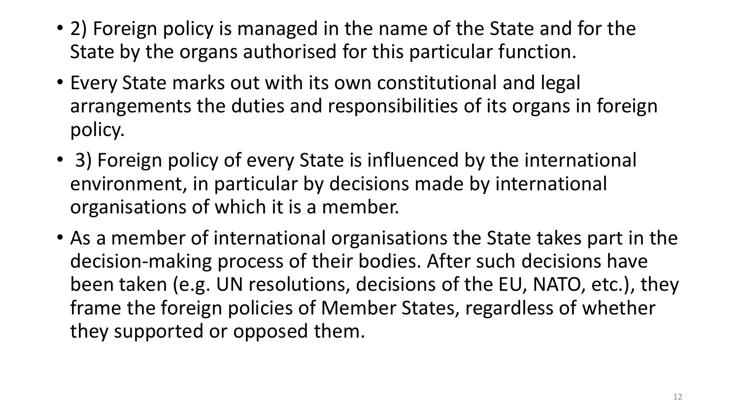- 2) Foreign policy is managed in the name of the State and for the State by the organs authorised for this particular function.
- Every State marks out with its own constitutional and legal arrangements the duties and responsibilities of its organs in foreign policy.
- 3) Foreign policy of every State is influenced by the international environment, in particular by decisions made by international organisations of which it is a member.
- As a member of international organisations the State takes part in the decision-making process of their bodies. After such decisions have been taken (e.g. UN resolutions, decisions of the EU, NATO, etc.), they frame the foreign policies of Member States, regardless of whether they supported or opposed them.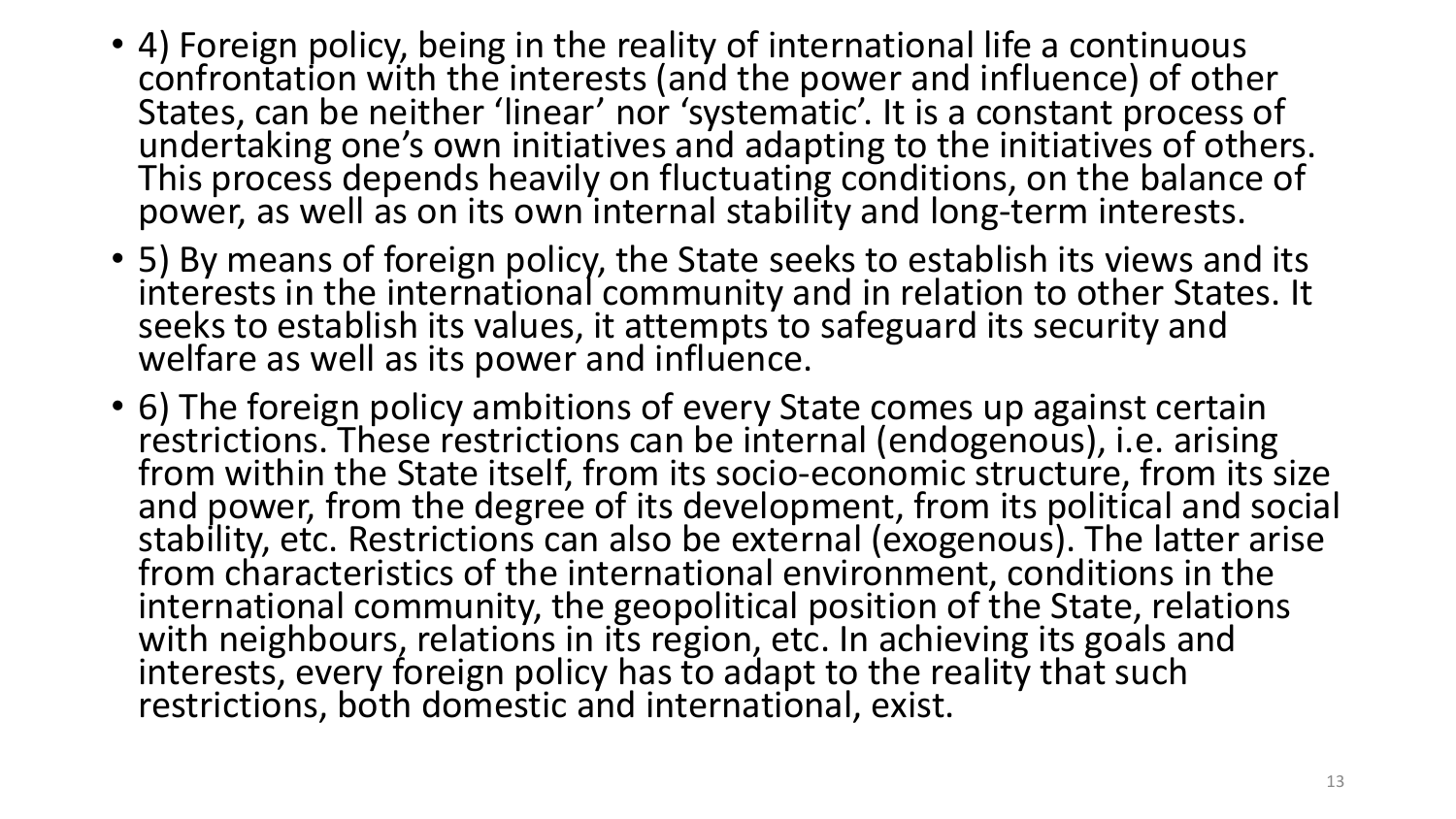- 4) Foreign policy, being in the reality of international life a continuous confrontation with the interests (and the power and influence) of other States, can be neither 'linear' nor 'systematic'. It is a constant process of undertaking one's own initiatives and adapting to the initiatives of others. This process depends heavily on fluctuating conditions, on the balance of power, as well as on its own internal stability and long-term interests.
- 5) By means of foreign policy, the State seeks to establish its views and its interests in the international community and in relation to other States. It seeks to establish its values, it attempts to safeguard its security and welfare as well as its power and influence.
- 6) The foreign policy ambitions of every State comes up against certain restrictions. These restrictions can be internal (endogenous), i.e. arising from within the State itself, from its socio-economic structure, from its size and power, from the degree of its development, from its political and social stability, etc. Restrictions can also be external (exogenous). The latter arise from characteristics of the international environment, conditions in the international community, the geopolitical position of the State, relations with neighbours, relations in its region, etc. In achieving its goals and interests, every foreign policy has to adapt to the reality that such restrictions, both domestic and international, exist.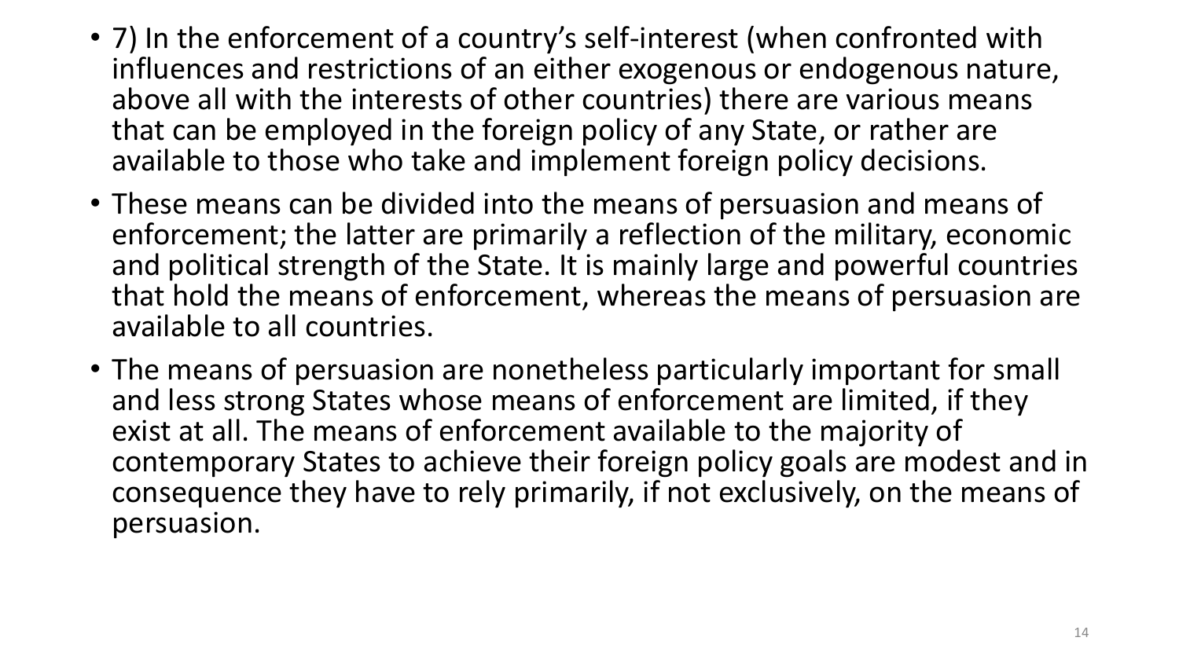- 7) In the enforcement of a country's self-interest (when confronted with influences and restrictions of an either exogenous or endogenous nature, above all with the interests of other countries) there are various means that can be employed in the foreign policy of any State, or rather are available to those who take and implement foreign policy decisions.
- These means can be divided into the means of persuasion and means of enforcement; the latter are primarily a reflection of the military, economic and political strength of the State. It is mainly large and powerful countries that hold the means of enforcement, whereas the means of persuasion are available to all countries.
- The means of persuasion are nonetheless particularly important for small and less strong States whose means of enforcement are limited, if they exist at all. The means of enforcement available to the majority of contemporary States to achieve their foreign policy goals are modest and in consequence they have to rely primarily, if not exclusively, on the means of persuasion.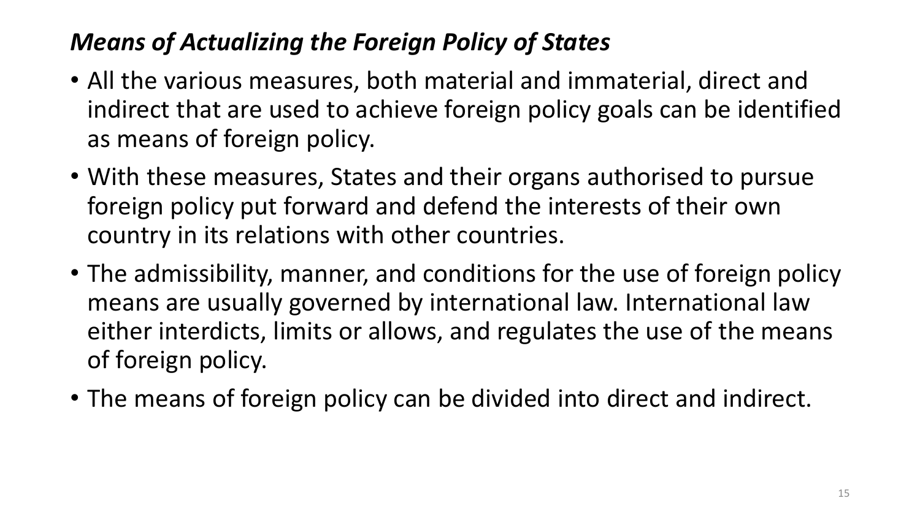## *Means of Actualizing the Foreign Policy of States*

- All the various measures, both material and immaterial, direct and indirect that are used to achieve foreign policy goals can be identified as means of foreign policy.
- With these measures, States and their organs authorised to pursue foreign policy put forward and defend the interests of their own country in its relations with other countries.
- The admissibility, manner, and conditions for the use of foreign policy means are usually governed by international law. International law either interdicts, limits or allows, and regulates the use of the means of foreign policy.
- The means of foreign policy can be divided into direct and indirect.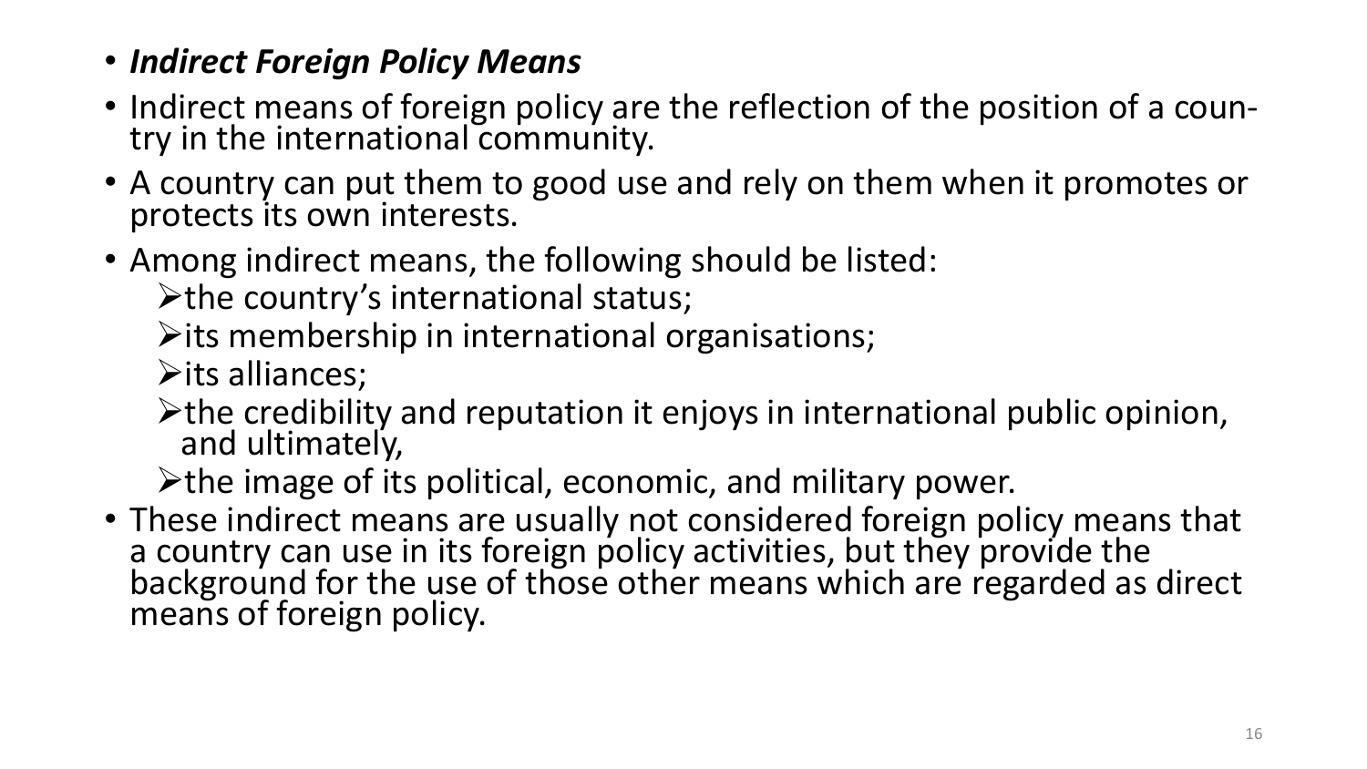- ***Indirect Foreign Policy Means***
- Indirect means of foreign policy are the reflection of the position of a country in the international community.
- A country can put them to good use and rely on them when it promotes or protects its own interests.
- Among indirect means, the following should be listed:
  - the country's international status;
  - its membership in international organisations;
  - its alliances;
  - the credibility and reputation it enjoys in international public opinion, and ultimately,
  - the image of its political, economic, and military power.
- These indirect means are usually not considered foreign policy means that a country can use in its foreign policy activities, but they provide the background for the use of those other means which are regarded as direct means of foreign policy.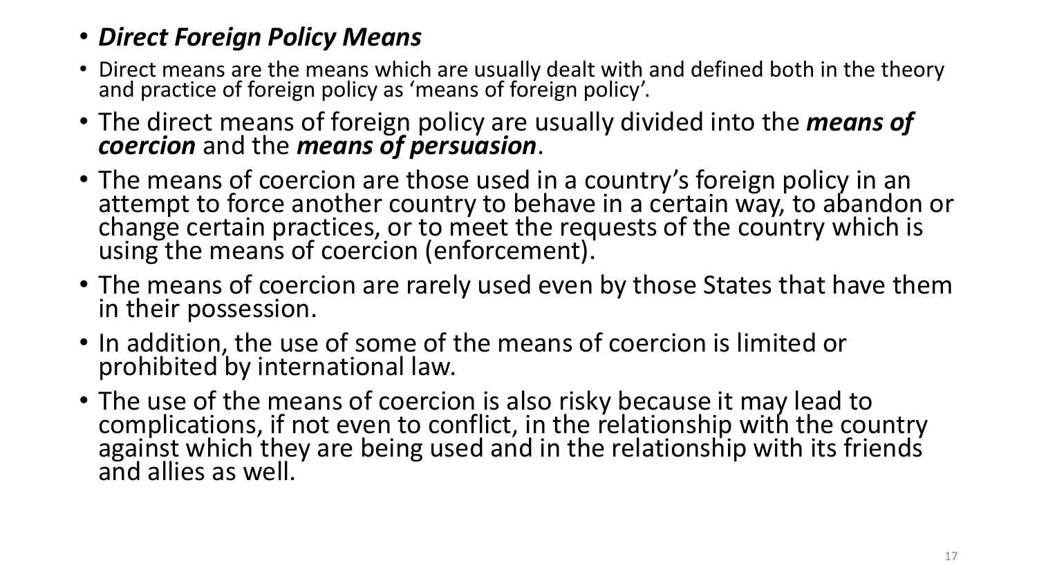- ***Direct Foreign Policy Means***
- Direct means are the means which are usually dealt with and defined both in the theory and practice of foreign policy as ‘means of foreign policy’.
- The direct means of foreign policy are usually divided into the ***means of coercion*** and the ***means of persuasion***.
- The means of coercion are those used in a country’s foreign policy in an attempt to force another country to behave in a certain way, to abandon or change certain practices, or to meet the requests of the country which is using the means of coercion (enforcement).
- The means of coercion are rarely used even by those States that have them in their possession.
- In addition, the use of some of the means of coercion is limited or prohibited by international law.
- The use of the means of coercion is also risky because it may lead to complications, if not even to conflict, in the relationship with the country against which they are being used and in the relationship with its friends and allies as well.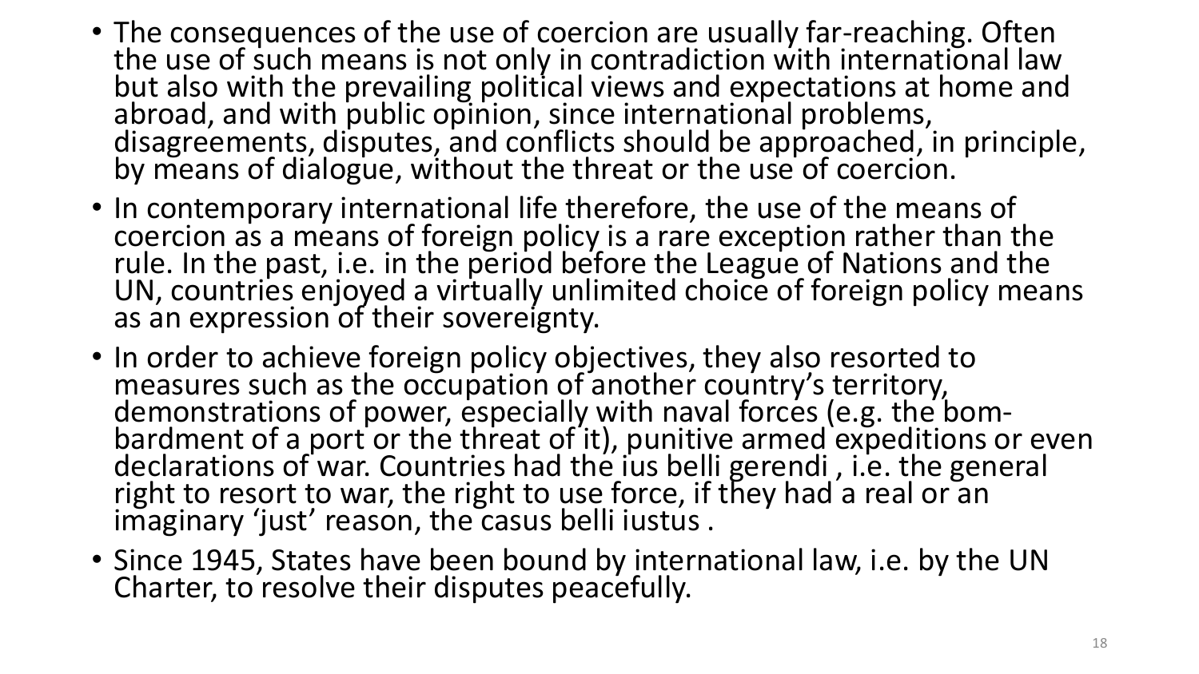- The consequences of the use of coercion are usually far-reaching. Often the use of such means is not only in contradiction with international law but also with the prevailing political views and expectations at home and abroad, and with public opinion, since international problems, disagreements, disputes, and conflicts should be approached, in principle, by means of dialogue, without the threat or the use of coercion.
- In contemporary international life therefore, the use of the means of coercion as a means of foreign policy is a rare exception rather than the rule. In the past, i.e. in the period before the League of Nations and the UN, countries enjoyed a virtually unlimited choice of foreign policy means as an expression of their sovereignty.
- In order to achieve foreign policy objectives, they also resorted to measures such as the occupation of another country's territory, demonstrations of power, especially with naval forces (e.g. the bombardment of a port or the threat of it), punitive armed expeditions or even declarations of war. Countries had the ius belli gerendi , i.e. the general right to resort to war, the right to use force, if they had a real or an imaginary 'just' reason, the casus belli iustus .
- Since 1945, States have been bound by international law, i.e. by the UN Charter, to resolve their disputes peacefully.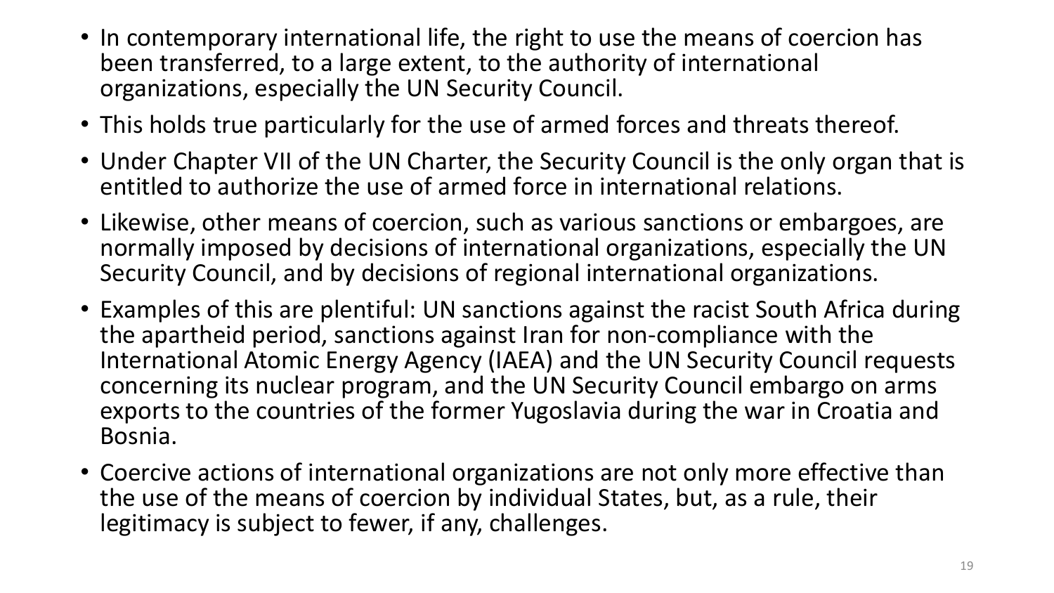- In contemporary international life, the right to use the means of coercion has been transferred, to a large extent, to the authority of international organizations, especially the UN Security Council.
- This holds true particularly for the use of armed forces and threats thereof.
- Under Chapter VII of the UN Charter, the Security Council is the only organ that is entitled to authorize the use of armed force in international relations.
- Likewise, other means of coercion, such as various sanctions or embargoes, are normally imposed by decisions of international organizations, especially the UN Security Council, and by decisions of regional international organizations.
- Examples of this are plentiful: UN sanctions against the racist South Africa during the apartheid period, sanctions against Iran for non-compliance with the International Atomic Energy Agency (IAEA) and the UN Security Council requests concerning its nuclear program, and the UN Security Council embargo on arms exports to the countries of the former Yugoslavia during the war in Croatia and Bosnia.
- Coercive actions of international organizations are not only more effective than the use of the means of coercion by individual States, but, as a rule, their legitimacy is subject to fewer, if any, challenges.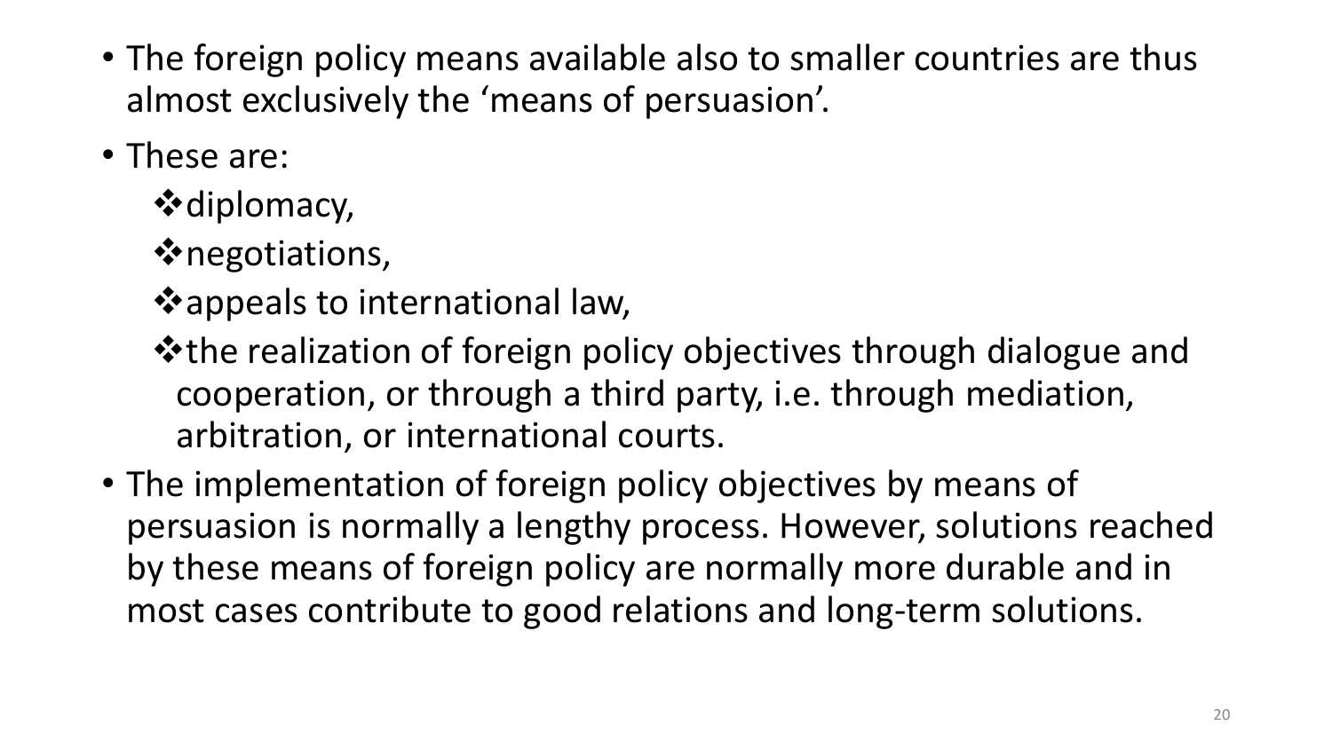- The foreign policy means available also to smaller countries are thus almost exclusively the 'means of persuasion'.
- These are:
  - ❖diplomacy,
  - ❖negotiations,
  - ❖appeals to international law,
  - ❖the realization of foreign policy objectives through dialogue and cooperation, or through a third party, i.e. through mediation, arbitration, or international courts.
- The implementation of foreign policy objectives by means of persuasion is normally a lengthy process. However, solutions reached by these means of foreign policy are normally more durable and in most cases contribute to good relations and long-term solutions.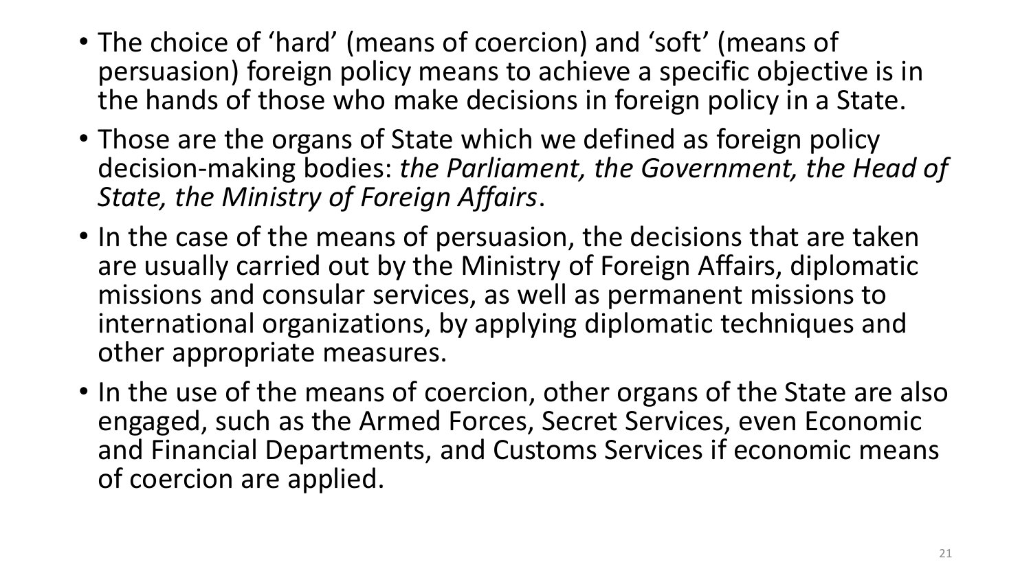- The choice of ‘hard’ (means of coercion) and ‘soft’ (means of persuasion) foreign policy means to achieve a specific objective is in the hands of those who make decisions in foreign policy in a State.
- Those are the organs of State which we defined as foreign policy decision-making bodies: *the Parliament, the Government, the Head of State, the Ministry of Foreign Affairs*.
- In the case of the means of persuasion, the decisions that are taken are usually carried out by the Ministry of Foreign Affairs, diplomatic missions and consular services, as well as permanent missions to international organizations, by applying diplomatic techniques and other appropriate measures.
- In the use of the means of coercion, other organs of the State are also engaged, such as the Armed Forces, Secret Services, even Economic and Financial Departments, and Customs Services if economic means of coercion are applied.